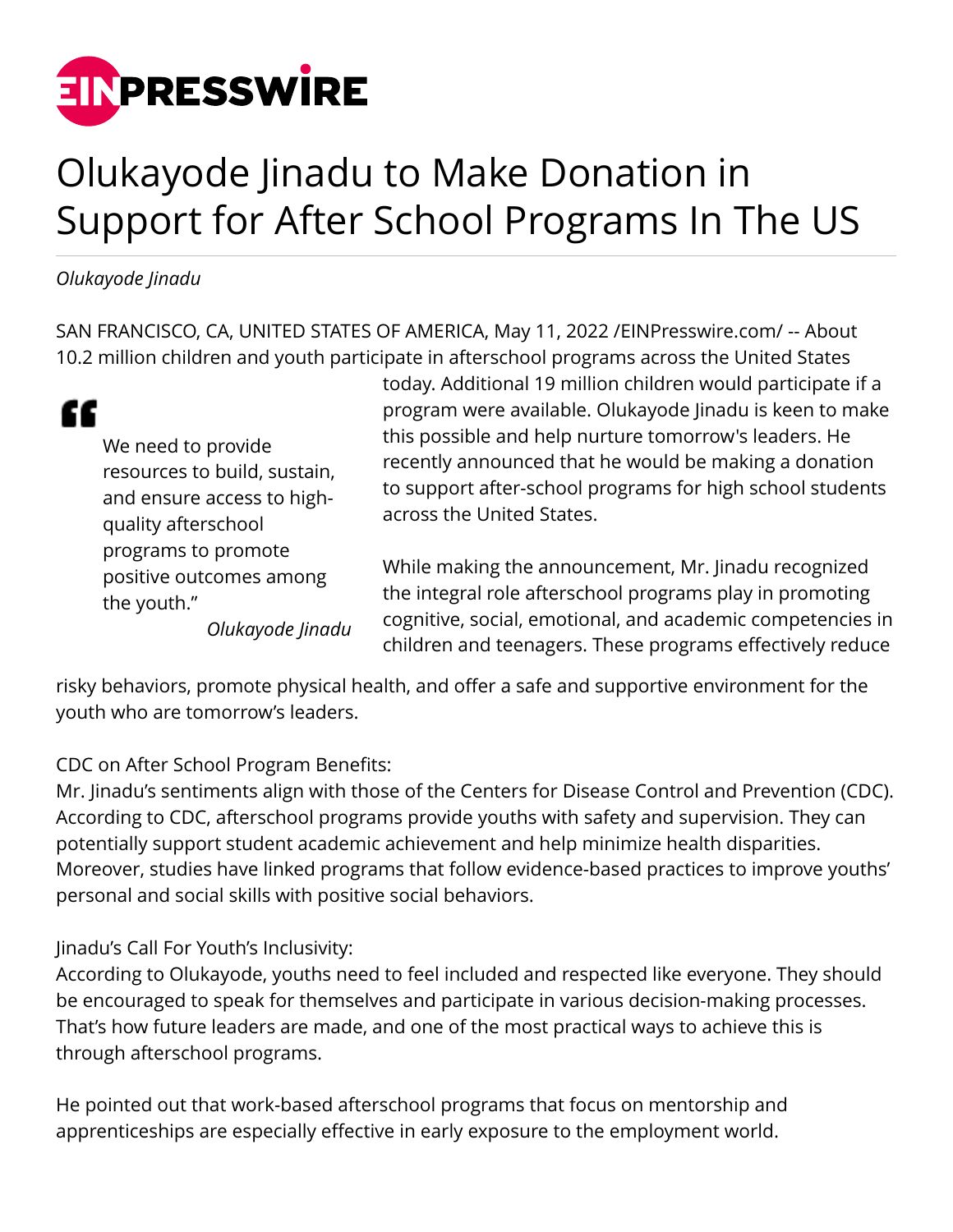# Olukayode Jinadu to Make Donation in Support for After School Programs In The US

*Olukayode Jinadu*

SAN FRANCISCO, CA, UNITED STATES OF AMERICA, May 11, 2022 /EINPresswire.com/ -- About 10.2 million children and youth participate in afterschool programs across the United States today. Additional 19 million children would participate if a program were available. Olukayode Jinadu is keen to make this possible and help nurture tomorrow's leaders. He recently announced that he would be making a donation to support after-school programs for high school students across the United States.

> We need to provide resources to build, sustain, and ensure access to high-quality afterschool programs to promote positive outcomes among the youth."
>
> *Olukayode Jinadu*

While making the announcement, Mr. Jinadu recognized the integral role afterschool programs play in promoting cognitive, social, emotional, and academic competencies in children and teenagers. These programs effectively reduce risky behaviors, promote physical health, and offer a safe and supportive environment for the youth who are tomorrow's leaders.

CDC on After School Program Benefits:
Mr. Jinadu's sentiments align with those of the Centers for Disease Control and Prevention (CDC). According to CDC, afterschool programs provide youths with safety and supervision. They can potentially support student academic achievement and help minimize health disparities. Moreover, studies have linked programs that follow evidence-based practices to improve youths' personal and social skills with positive social behaviors.

Jinadu's Call For Youth's Inclusivity:
According to Olukayode, youths need to feel included and respected like everyone. They should be encouraged to speak for themselves and participate in various decision-making processes. That's how future leaders are made, and one of the most practical ways to achieve this is through afterschool programs.

He pointed out that work-based afterschool programs that focus on mentorship and apprenticeships are especially effective in early exposure to the employment world.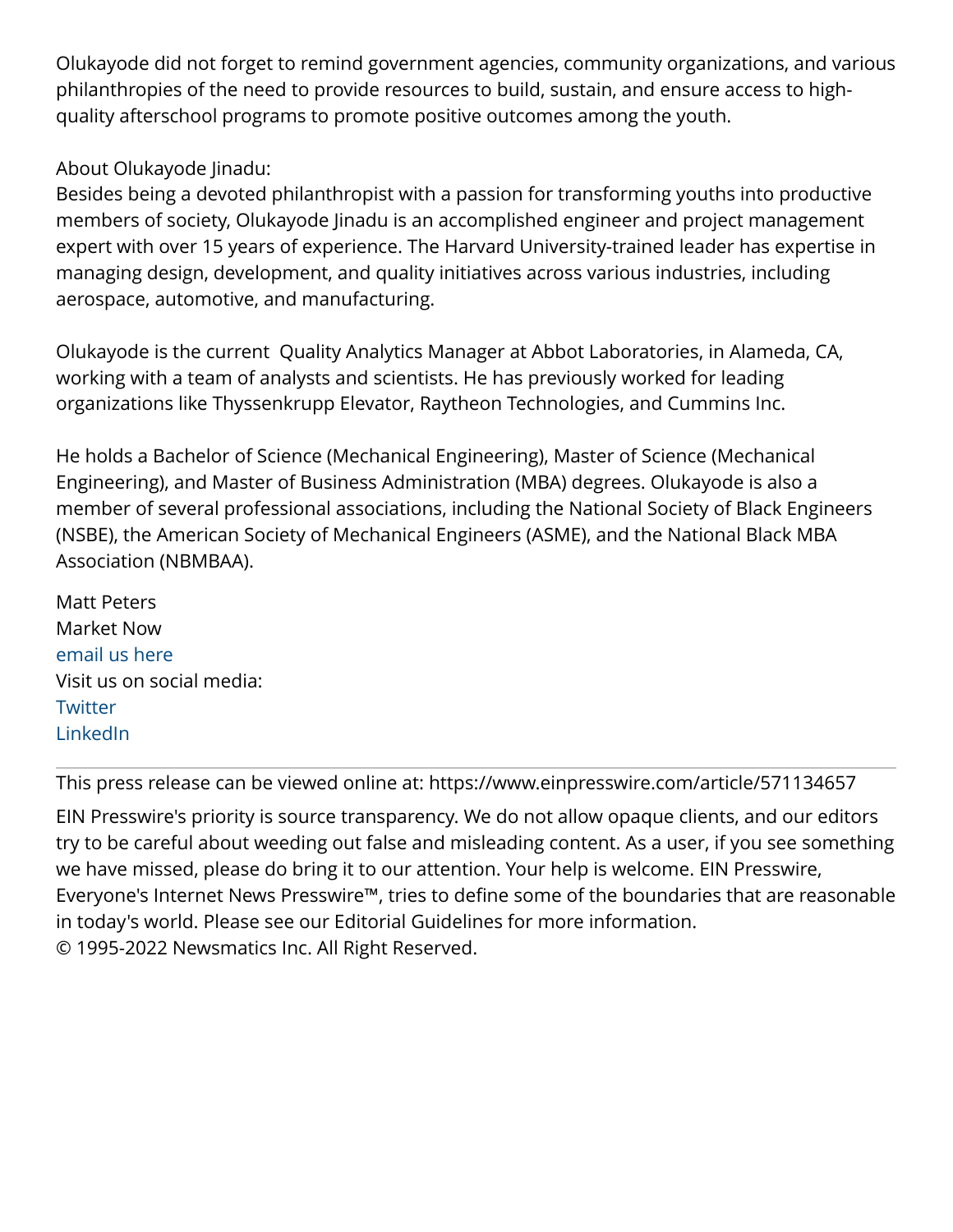Olukayode did not forget to remind government agencies, community organizations, and various philanthropies of the need to provide resources to build, sustain, and ensure access to high-quality afterschool programs to promote positive outcomes among the youth.

About Olukayode Jinadu:
Besides being a devoted philanthropist with a passion for transforming youths into productive members of society, Olukayode Jinadu is an accomplished engineer and project management expert with over 15 years of experience. The Harvard University-trained leader has expertise in managing design, development, and quality initiatives across various industries, including aerospace, automotive, and manufacturing.

Olukayode is the current Quality Analytics Manager at Abbot Laboratories, in Alameda, CA, working with a team of analysts and scientists. He has previously worked for leading organizations like Thyssenkrupp Elevator, Raytheon Technologies, and Cummins Inc.

He holds a Bachelor of Science (Mechanical Engineering), Master of Science (Mechanical Engineering), and Master of Business Administration (MBA) degrees. Olukayode is also a member of several professional associations, including the National Society of Black Engineers (NSBE), the American Society of Mechanical Engineers (ASME), and the National Black MBA Association (NBMBAA).

Matt Peters
Market Now
email us here
Visit us on social media:
Twitter
LinkedIn

---

This press release can be viewed online at: https://www.einpresswire.com/article/571134657

EIN Presswire's priority is source transparency. We do not allow opaque clients, and our editors try to be careful about weeding out false and misleading content. As a user, if you see something we have missed, please do bring it to our attention. Your help is welcome. EIN Presswire, Everyone's Internet News Presswire™, tries to define some of the boundaries that are reasonable in today's world. Please see our Editorial Guidelines for more information.
© 1995-2022 Newsmatics Inc. All Right Reserved.